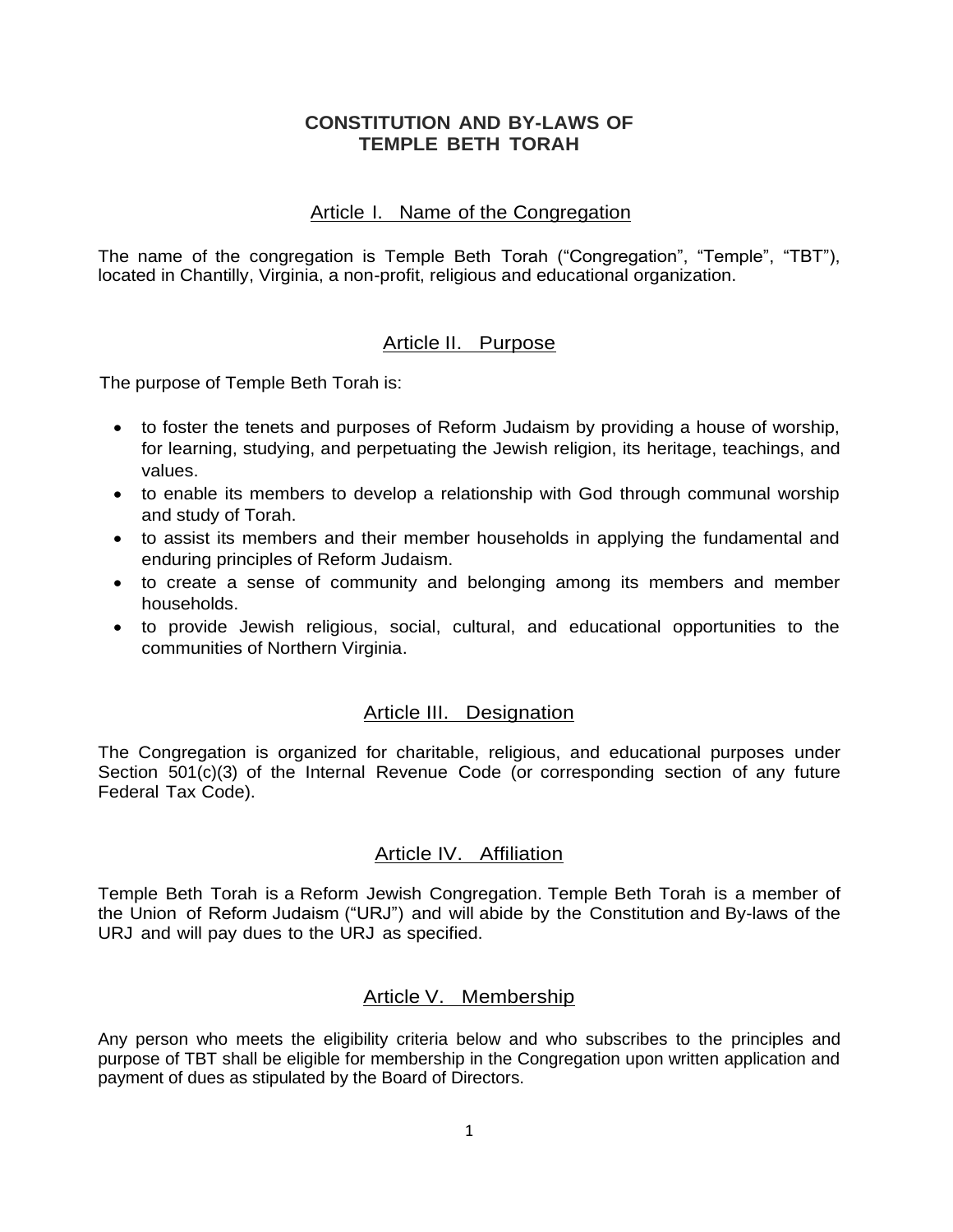# CONSTITUTION AND BY-LAWS OF TEMPLE BETH TORAH

## Article I. Name of the Congregation

The name of the congregation is Temple Beth Torah ("Congregation", "Temple", "TBT"), located in Chantilly, Virginia, a non-profit, religious and educational organization.

## Article II. Purpose

The purpose of Temple Beth Torah is:

- to foster the tenets and purposes of Reform Judaism by providing a house of worship, for learning, studying, and perpetuating the Jewish religion, its heritage, teachings, and values.
- to enable its members to develop a relationship with God through communal worship and study of Torah.
- to assist its members and their member households in applying the fundamental and enduring principles of Reform Judaism.
- to create a sense of community and belonging among its members and member households.
- to provide Jewish religious, social, cultural, and educational opportunities to the communities of Northern Virginia.

## Article III. Designation

The Congregation is organized for charitable, religious, and educational purposes under Section 501(c)(3) of the Internal Revenue Code (or corresponding section of any future Federal Tax Code).

## Article IV. Affiliation

Temple Beth Torah is a Reform Jewish Congregation. Temple Beth Torah is a member of the Union of Reform Judaism ("URJ") and will abide by the Constitution and By-laws of the URJ and will pay dues to the URJ as specified.

## Article V. Membership

Any person who meets the eligibility criteria below and who subscribes to the principles and purpose of TBT shall be eligible for membership in the Congregation upon written application and payment of dues as stipulated by the Board of Directors.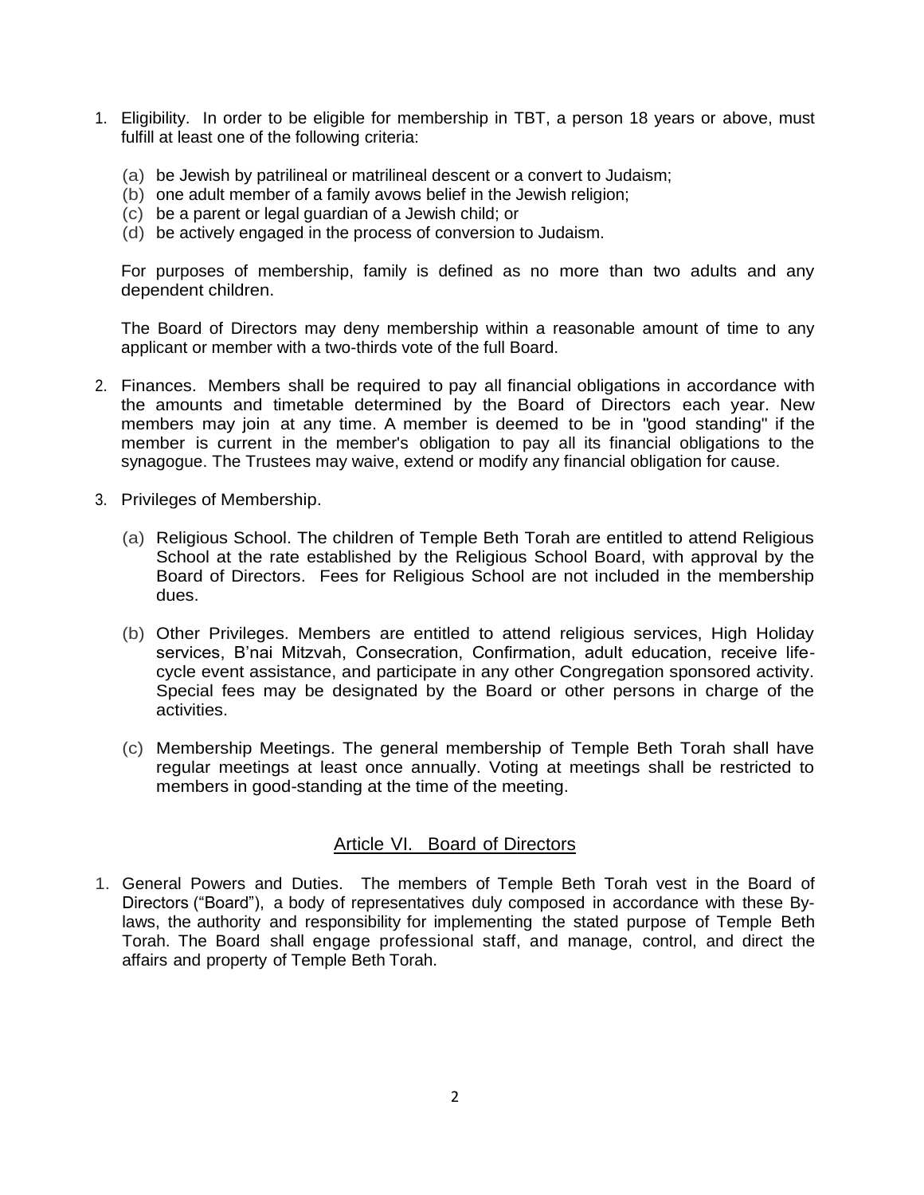1. Eligibility. In order to be eligible for membership in TBT, a person 18 years or above, must fulfill at least one of the following criteria:

   (a) be Jewish by patrilineal or matrilineal descent or a convert to Judaism;
   (b) one adult member of a family avows belief in the Jewish religion;
   (c) be a parent or legal guardian of a Jewish child; or
   (d) be actively engaged in the process of conversion to Judaism.

   For purposes of membership, family is defined as no more than two adults and any dependent children.

   The Board of Directors may deny membership within a reasonable amount of time to any applicant or member with a two-thirds vote of the full Board.

2. Finances. Members shall be required to pay all financial obligations in accordance with the amounts and timetable determined by the Board of Directors each year. New members may join at any time. A member is deemed to be in "good standing" if the member is current in the member's obligation to pay all its financial obligations to the synagogue. The Trustees may waive, extend or modify any financial obligation for cause.

3. Privileges of Membership.

   (a) Religious School. The children of Temple Beth Torah are entitled to attend Religious School at the rate established by the Religious School Board, with approval by the Board of Directors. Fees for Religious School are not included in the membership dues.

   (b) Other Privileges. Members are entitled to attend religious services, High Holiday services, B'nai Mitzvah, Consecration, Confirmation, adult education, receive life-cycle event assistance, and participate in any other Congregation sponsored activity. Special fees may be designated by the Board or other persons in charge of the activities.

   (c) Membership Meetings. The general membership of Temple Beth Torah shall have regular meetings at least once annually. Voting at meetings shall be restricted to members in good-standing at the time of the meeting.

## Article VI. Board of Directors

1. General Powers and Duties. The members of Temple Beth Torah vest in the Board of Directors ("Board"), a body of representatives duly composed in accordance with these By-laws, the authority and responsibility for implementing the stated purpose of Temple Beth Torah. The Board shall engage professional staff, and manage, control, and direct the affairs and property of Temple Beth Torah.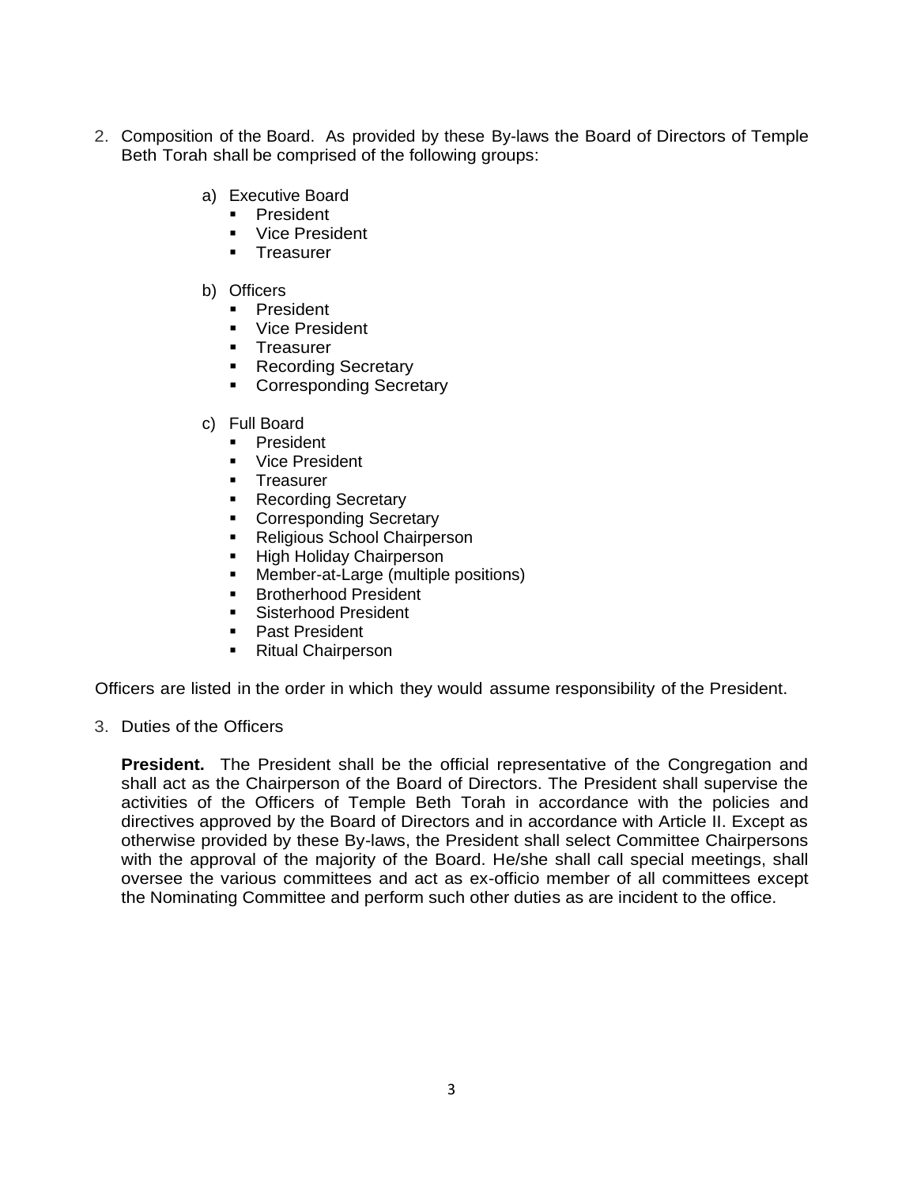2. Composition of the Board. As provided by these By-laws the Board of Directors of Temple Beth Torah shall be comprised of the following groups:

   a) Executive Board
      - President
      - Vice President
      - Treasurer

   b) Officers
      - President
      - Vice President
      - Treasurer
      - Recording Secretary
      - Corresponding Secretary

   c) Full Board
      - President
      - Vice President
      - Treasurer
      - Recording Secretary
      - Corresponding Secretary
      - Religious School Chairperson
      - High Holiday Chairperson
      - Member-at-Large (multiple positions)
      - Brotherhood President
      - Sisterhood President
      - Past President
      - Ritual Chairperson

Officers are listed in the order in which they would assume responsibility of the President.

3. Duties of the Officers

   **President.** The President shall be the official representative of the Congregation and shall act as the Chairperson of the Board of Directors. The President shall supervise the activities of the Officers of Temple Beth Torah in accordance with the policies and directives approved by the Board of Directors and in accordance with Article II. Except as otherwise provided by these By-laws, the President shall select Committee Chairpersons with the approval of the majority of the Board. He/she shall call special meetings, shall oversee the various committees and act as ex-officio member of all committees except the Nominating Committee and perform such other duties as are incident to the office.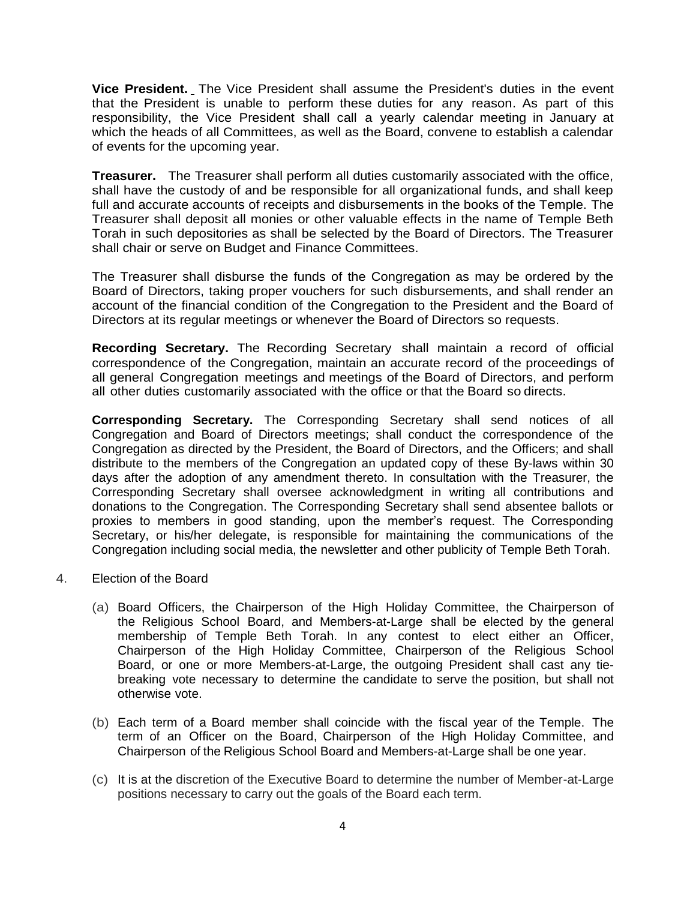**Vice President.** The Vice President shall assume the President's duties in the event that the President is unable to perform these duties for any reason. As part of this responsibility, the Vice President shall call a yearly calendar meeting in January at which the heads of all Committees, as well as the Board, convene to establish a calendar of events for the upcoming year.

**Treasurer.** The Treasurer shall perform all duties customarily associated with the office, shall have the custody of and be responsible for all organizational funds, and shall keep full and accurate accounts of receipts and disbursements in the books of the Temple. The Treasurer shall deposit all monies or other valuable effects in the name of Temple Beth Torah in such depositories as shall be selected by the Board of Directors. The Treasurer shall chair or serve on Budget and Finance Committees.

The Treasurer shall disburse the funds of the Congregation as may be ordered by the Board of Directors, taking proper vouchers for such disbursements, and shall render an account of the financial condition of the Congregation to the President and the Board of Directors at its regular meetings or whenever the Board of Directors so requests.

**Recording Secretary.** The Recording Secretary shall maintain a record of official correspondence of the Congregation, maintain an accurate record of the proceedings of all general Congregation meetings and meetings of the Board of Directors, and perform all other duties customarily associated with the office or that the Board so directs.

**Corresponding Secretary.** The Corresponding Secretary shall send notices of all Congregation and Board of Directors meetings; shall conduct the correspondence of the Congregation as directed by the President, the Board of Directors, and the Officers; and shall distribute to the members of the Congregation an updated copy of these By-laws within 30 days after the adoption of any amendment thereto. In consultation with the Treasurer, the Corresponding Secretary shall oversee acknowledgment in writing all contributions and donations to the Congregation. The Corresponding Secretary shall send absentee ballots or proxies to members in good standing, upon the member's request. The Corresponding Secretary, or his/her delegate, is responsible for maintaining the communications of the Congregation including social media, the newsletter and other publicity of Temple Beth Torah.

4. Election of the Board

   (a) Board Officers, the Chairperson of the High Holiday Committee, the Chairperson of the Religious School Board, and Members-at-Large shall be elected by the general membership of Temple Beth Torah. In any contest to elect either an Officer, Chairperson of the High Holiday Committee, Chairperson of the Religious School Board, or one or more Members-at-Large, the outgoing President shall cast any tie-breaking vote necessary to determine the candidate to serve the position, but shall not otherwise vote.

   (b) Each term of a Board member shall coincide with the fiscal year of the Temple. The term of an Officer on the Board, Chairperson of the High Holiday Committee, and Chairperson of the Religious School Board and Members-at-Large shall be one year.

   (c) It is at the discretion of the Executive Board to determine the number of Member-at-Large positions necessary to carry out the goals of the Board each term.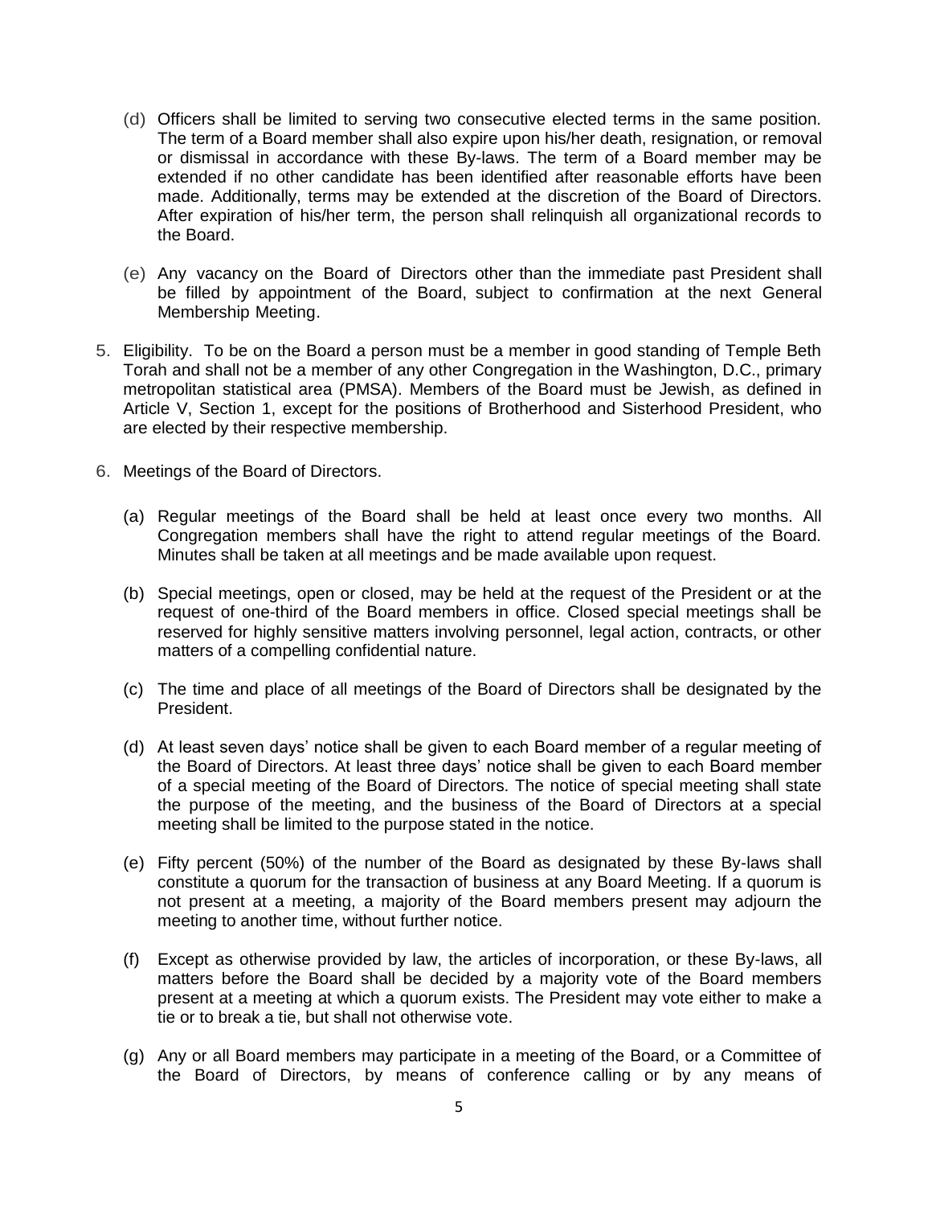(d) Officers shall be limited to serving two consecutive elected terms in the same position. The term of a Board member shall also expire upon his/her death, resignation, or removal or dismissal in accordance with these By-laws. The term of a Board member may be extended if no other candidate has been identified after reasonable efforts have been made. Additionally, terms may be extended at the discretion of the Board of Directors. After expiration of his/her term, the person shall relinquish all organizational records to the Board.

(e) Any vacancy on the Board of Directors other than the immediate past President shall be filled by appointment of the Board, subject to confirmation at the next General Membership Meeting.

5. Eligibility. To be on the Board a person must be a member in good standing of Temple Beth Torah and shall not be a member of any other Congregation in the Washington, D.C., primary metropolitan statistical area (PMSA). Members of the Board must be Jewish, as defined in Article V, Section 1, except for the positions of Brotherhood and Sisterhood President, who are elected by their respective membership.

6. Meetings of the Board of Directors.

   (a) Regular meetings of the Board shall be held at least once every two months. All Congregation members shall have the right to attend regular meetings of the Board. Minutes shall be taken at all meetings and be made available upon request.

   (b) Special meetings, open or closed, may be held at the request of the President or at the request of one-third of the Board members in office. Closed special meetings shall be reserved for highly sensitive matters involving personnel, legal action, contracts, or other matters of a compelling confidential nature.

   (c) The time and place of all meetings of the Board of Directors shall be designated by the President.

   (d) At least seven days' notice shall be given to each Board member of a regular meeting of the Board of Directors. At least three days' notice shall be given to each Board member of a special meeting of the Board of Directors. The notice of special meeting shall state the purpose of the meeting, and the business of the Board of Directors at a special meeting shall be limited to the purpose stated in the notice.

   (e) Fifty percent (50%) of the number of the Board as designated by these By-laws shall constitute a quorum for the transaction of business at any Board Meeting. If a quorum is not present at a meeting, a majority of the Board members present may adjourn the meeting to another time, without further notice.

   (f) Except as otherwise provided by law, the articles of incorporation, or these By-laws, all matters before the Board shall be decided by a majority vote of the Board members present at a meeting at which a quorum exists. The President may vote either to make a tie or to break a tie, but shall not otherwise vote.

   (g) Any or all Board members may participate in a meeting of the Board, or a Committee of the Board of Directors, by means of conference calling or by any means of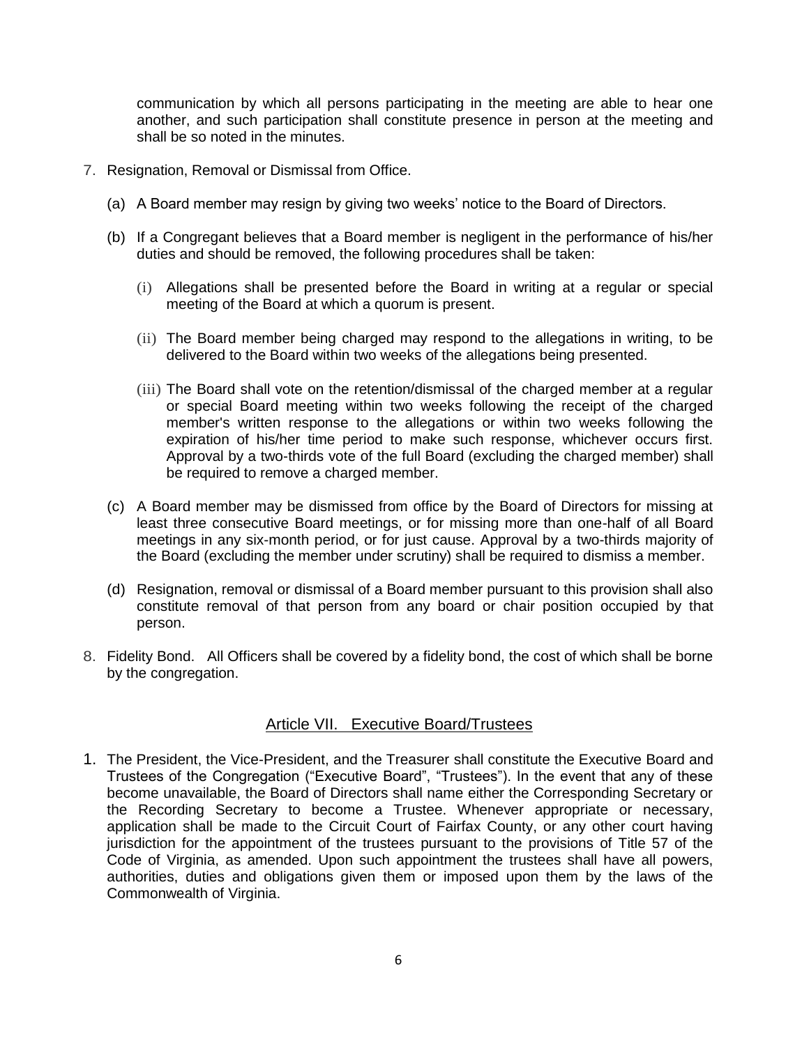communication by which all persons participating in the meeting are able to hear one another, and such participation shall constitute presence in person at the meeting and shall be so noted in the minutes.

7. Resignation, Removal or Dismissal from Office.

   (a) A Board member may resign by giving two weeks' notice to the Board of Directors.

   (b) If a Congregant believes that a Board member is negligent in the performance of his/her duties and should be removed, the following procedures shall be taken:

      (i) Allegations shall be presented before the Board in writing at a regular or special meeting of the Board at which a quorum is present.

      (ii) The Board member being charged may respond to the allegations in writing, to be delivered to the Board within two weeks of the allegations being presented.

      (iii) The Board shall vote on the retention/dismissal of the charged member at a regular or special Board meeting within two weeks following the receipt of the charged member's written response to the allegations or within two weeks following the expiration of his/her time period to make such response, whichever occurs first. Approval by a two-thirds vote of the full Board (excluding the charged member) shall be required to remove a charged member.

   (c) A Board member may be dismissed from office by the Board of Directors for missing at least three consecutive Board meetings, or for missing more than one-half of all Board meetings in any six-month period, or for just cause. Approval by a two-thirds majority of the Board (excluding the member under scrutiny) shall be required to dismiss a member.

   (d) Resignation, removal or dismissal of a Board member pursuant to this provision shall also constitute removal of that person from any board or chair position occupied by that person.

8. Fidelity Bond. All Officers shall be covered by a fidelity bond, the cost of which shall be borne by the congregation.

## Article VII. Executive Board/Trustees

1. The President, the Vice-President, and the Treasurer shall constitute the Executive Board and Trustees of the Congregation ("Executive Board", "Trustees"). In the event that any of these become unavailable, the Board of Directors shall name either the Corresponding Secretary or the Recording Secretary to become a Trustee. Whenever appropriate or necessary, application shall be made to the Circuit Court of Fairfax County, or any other court having jurisdiction for the appointment of the trustees pursuant to the provisions of Title 57 of the Code of Virginia, as amended. Upon such appointment the trustees shall have all powers, authorities, duties and obligations given them or imposed upon them by the laws of the Commonwealth of Virginia.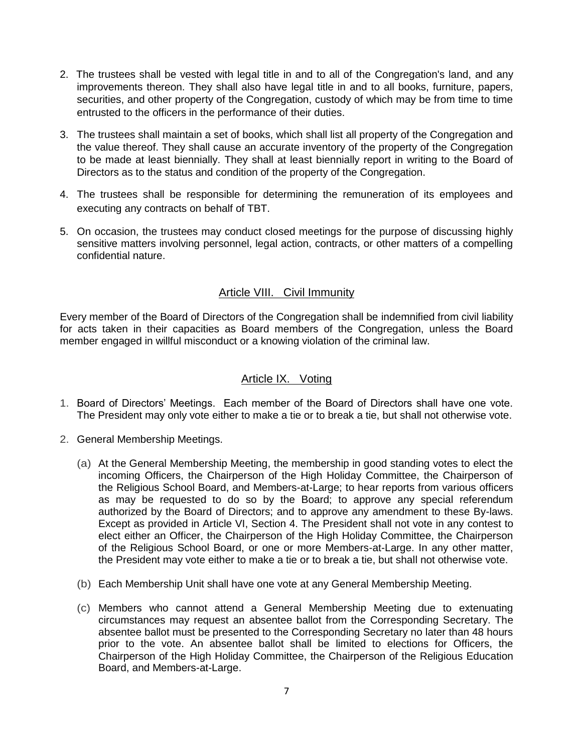2. The trustees shall be vested with legal title in and to all of the Congregation's land, and any improvements thereon. They shall also have legal title in and to all books, furniture, papers, securities, and other property of the Congregation, custody of which may be from time to time entrusted to the officers in the performance of their duties.

3. The trustees shall maintain a set of books, which shall list all property of the Congregation and the value thereof. They shall cause an accurate inventory of the property of the Congregation to be made at least biennially. They shall at least biennially report in writing to the Board of Directors as to the status and condition of the property of the Congregation.

4. The trustees shall be responsible for determining the remuneration of its employees and executing any contracts on behalf of TBT.

5. On occasion, the trustees may conduct closed meetings for the purpose of discussing highly sensitive matters involving personnel, legal action, contracts, or other matters of a compelling confidential nature.

## Article VIII. Civil Immunity

Every member of the Board of Directors of the Congregation shall be indemnified from civil liability for acts taken in their capacities as Board members of the Congregation, unless the Board member engaged in willful misconduct or a knowing violation of the criminal law.

## Article IX. Voting

1. Board of Directors' Meetings. Each member of the Board of Directors shall have one vote. The President may only vote either to make a tie or to break a tie, but shall not otherwise vote.

2. General Membership Meetings.

   (a) At the General Membership Meeting, the membership in good standing votes to elect the incoming Officers, the Chairperson of the High Holiday Committee, the Chairperson of the Religious School Board, and Members-at-Large; to hear reports from various officers as may be requested to do so by the Board; to approve any special referendum authorized by the Board of Directors; and to approve any amendment to these By-laws. Except as provided in Article VI, Section 4. The President shall not vote in any contest to elect either an Officer, the Chairperson of the High Holiday Committee, the Chairperson of the Religious School Board, or one or more Members-at-Large. In any other matter, the President may vote either to make a tie or to break a tie, but shall not otherwise vote.

   (b) Each Membership Unit shall have one vote at any General Membership Meeting.

   (c) Members who cannot attend a General Membership Meeting due to extenuating circumstances may request an absentee ballot from the Corresponding Secretary. The absentee ballot must be presented to the Corresponding Secretary no later than 48 hours prior to the vote. An absentee ballot shall be limited to elections for Officers, the Chairperson of the High Holiday Committee, the Chairperson of the Religious Education Board, and Members-at-Large.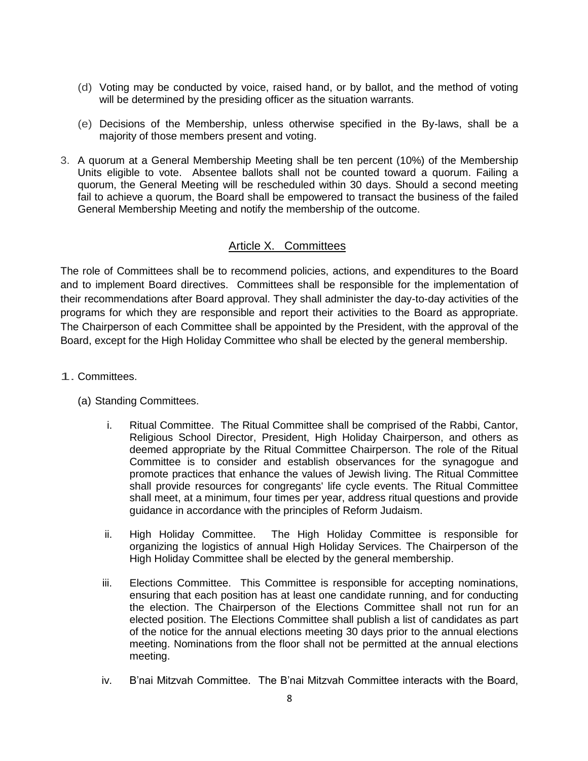(d) Voting may be conducted by voice, raised hand, or by ballot, and the method of voting will be determined by the presiding officer as the situation warrants.

(e) Decisions of the Membership, unless otherwise specified in the By-laws, shall be a majority of those members present and voting.

3. A quorum at a General Membership Meeting shall be ten percent (10%) of the Membership Units eligible to vote. Absentee ballots shall not be counted toward a quorum. Failing a quorum, the General Meeting will be rescheduled within 30 days. Should a second meeting fail to achieve a quorum, the Board shall be empowered to transact the business of the failed General Membership Meeting and notify the membership of the outcome.

## Article X. Committees

The role of Committees shall be to recommend policies, actions, and expenditures to the Board and to implement Board directives. Committees shall be responsible for the implementation of their recommendations after Board approval. They shall administer the day-to-day activities of the programs for which they are responsible and report their activities to the Board as appropriate. The Chairperson of each Committee shall be appointed by the President, with the approval of the Board, except for the High Holiday Committee who shall be elected by the general membership.

1. Committees.

   (a) Standing Committees.

      i. Ritual Committee. The Ritual Committee shall be comprised of the Rabbi, Cantor, Religious School Director, President, High Holiday Chairperson, and others as deemed appropriate by the Ritual Committee Chairperson. The role of the Ritual Committee is to consider and establish observances for the synagogue and promote practices that enhance the values of Jewish living. The Ritual Committee shall provide resources for congregants' life cycle events. The Ritual Committee shall meet, at a minimum, four times per year, address ritual questions and provide guidance in accordance with the principles of Reform Judaism.

      ii. High Holiday Committee. The High Holiday Committee is responsible for organizing the logistics of annual High Holiday Services. The Chairperson of the High Holiday Committee shall be elected by the general membership.

      iii. Elections Committee. This Committee is responsible for accepting nominations, ensuring that each position has at least one candidate running, and for conducting the election. The Chairperson of the Elections Committee shall not run for an elected position. The Elections Committee shall publish a list of candidates as part of the notice for the annual elections meeting 30 days prior to the annual elections meeting. Nominations from the floor shall not be permitted at the annual elections meeting.

      iv. B'nai Mitzvah Committee. The B'nai Mitzvah Committee interacts with the Board,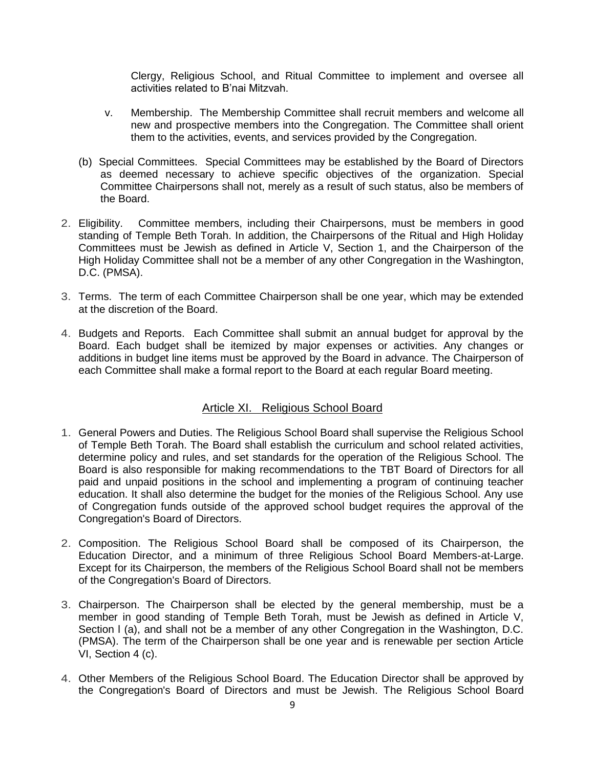Clergy, Religious School, and Ritual Committee to implement and oversee all activities related to B'nai Mitzvah.

v. Membership. The Membership Committee shall recruit members and welcome all new and prospective members into the Congregation. The Committee shall orient them to the activities, events, and services provided by the Congregation.

(b) Special Committees. Special Committees may be established by the Board of Directors as deemed necessary to achieve specific objectives of the organization. Special Committee Chairpersons shall not, merely as a result of such status, also be members of the Board.

2. Eligibility. Committee members, including their Chairpersons, must be members in good standing of Temple Beth Torah. In addition, the Chairpersons of the Ritual and High Holiday Committees must be Jewish as defined in Article V, Section 1, and the Chairperson of the High Holiday Committee shall not be a member of any other Congregation in the Washington, D.C. (PMSA).

3. Terms. The term of each Committee Chairperson shall be one year, which may be extended at the discretion of the Board.

4. Budgets and Reports. Each Committee shall submit an annual budget for approval by the Board. Each budget shall be itemized by major expenses or activities. Any changes or additions in budget line items must be approved by the Board in advance. The Chairperson of each Committee shall make a formal report to the Board at each regular Board meeting.

## Article XI. Religious School Board

1. General Powers and Duties. The Religious School Board shall supervise the Religious School of Temple Beth Torah. The Board shall establish the curriculum and school related activities, determine policy and rules, and set standards for the operation of the Religious School. The Board is also responsible for making recommendations to the TBT Board of Directors for all paid and unpaid positions in the school and implementing a program of continuing teacher education. It shall also determine the budget for the monies of the Religious School. Any use of Congregation funds outside of the approved school budget requires the approval of the Congregation's Board of Directors.

2. Composition. The Religious School Board shall be composed of its Chairperson, the Education Director, and a minimum of three Religious School Board Members-at-Large. Except for its Chairperson, the members of the Religious School Board shall not be members of the Congregation's Board of Directors.

3. Chairperson. The Chairperson shall be elected by the general membership, must be a member in good standing of Temple Beth Torah, must be Jewish as defined in Article V, Section l (a), and shall not be a member of any other Congregation in the Washington, D.C. (PMSA). The term of the Chairperson shall be one year and is renewable per section Article VI, Section 4 (c).

4. Other Members of the Religious School Board. The Education Director shall be approved by the Congregation's Board of Directors and must be Jewish. The Religious School Board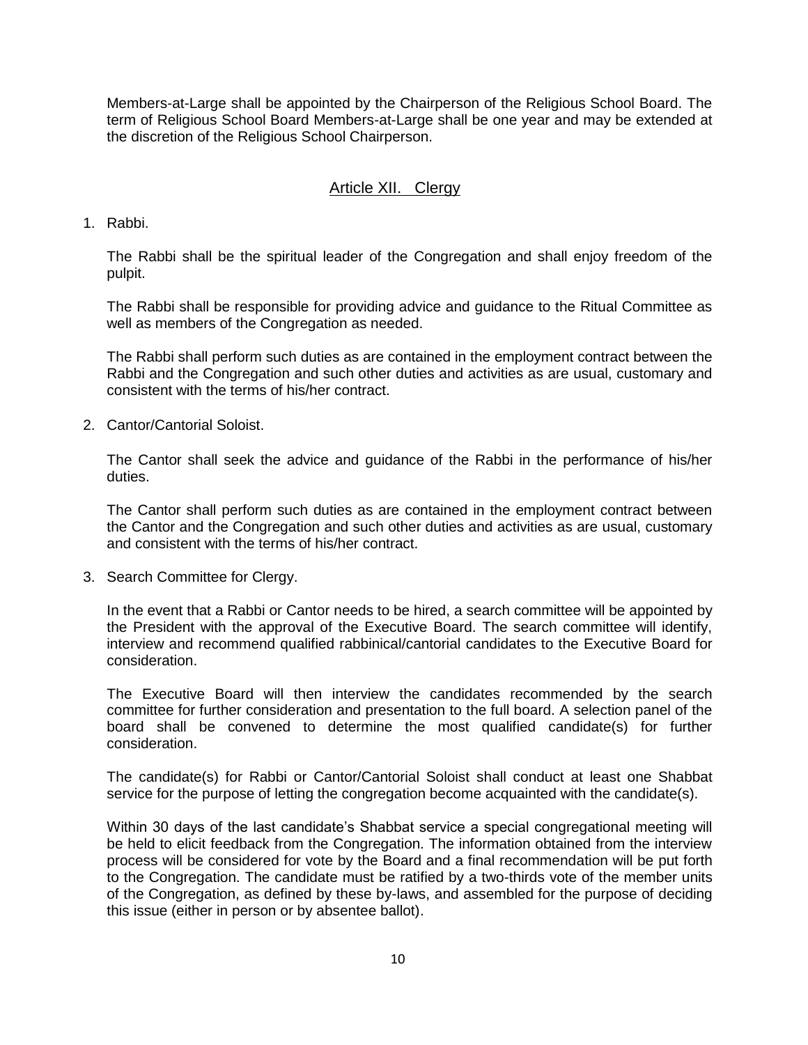Members-at-Large shall be appointed by the Chairperson of the Religious School Board. The term of Religious School Board Members-at-Large shall be one year and may be extended at the discretion of the Religious School Chairperson.

## Article XII. Clergy

1. Rabbi.

   The Rabbi shall be the spiritual leader of the Congregation and shall enjoy freedom of the pulpit.

   The Rabbi shall be responsible for providing advice and guidance to the Ritual Committee as well as members of the Congregation as needed.

   The Rabbi shall perform such duties as are contained in the employment contract between the Rabbi and the Congregation and such other duties and activities as are usual, customary and consistent with the terms of his/her contract.

2. Cantor/Cantorial Soloist.

   The Cantor shall seek the advice and guidance of the Rabbi in the performance of his/her duties.

   The Cantor shall perform such duties as are contained in the employment contract between the Cantor and the Congregation and such other duties and activities as are usual, customary and consistent with the terms of his/her contract.

3. Search Committee for Clergy.

   In the event that a Rabbi or Cantor needs to be hired, a search committee will be appointed by the President with the approval of the Executive Board. The search committee will identify, interview and recommend qualified rabbinical/cantorial candidates to the Executive Board for consideration.

   The Executive Board will then interview the candidates recommended by the search committee for further consideration and presentation to the full board. A selection panel of the board shall be convened to determine the most qualified candidate(s) for further consideration.

   The candidate(s) for Rabbi or Cantor/Cantorial Soloist shall conduct at least one Shabbat service for the purpose of letting the congregation become acquainted with the candidate(s).

   Within 30 days of the last candidate's Shabbat service a special congregational meeting will be held to elicit feedback from the Congregation. The information obtained from the interview process will be considered for vote by the Board and a final recommendation will be put forth to the Congregation. The candidate must be ratified by a two-thirds vote of the member units of the Congregation, as defined by these by-laws, and assembled for the purpose of deciding this issue (either in person or by absentee ballot).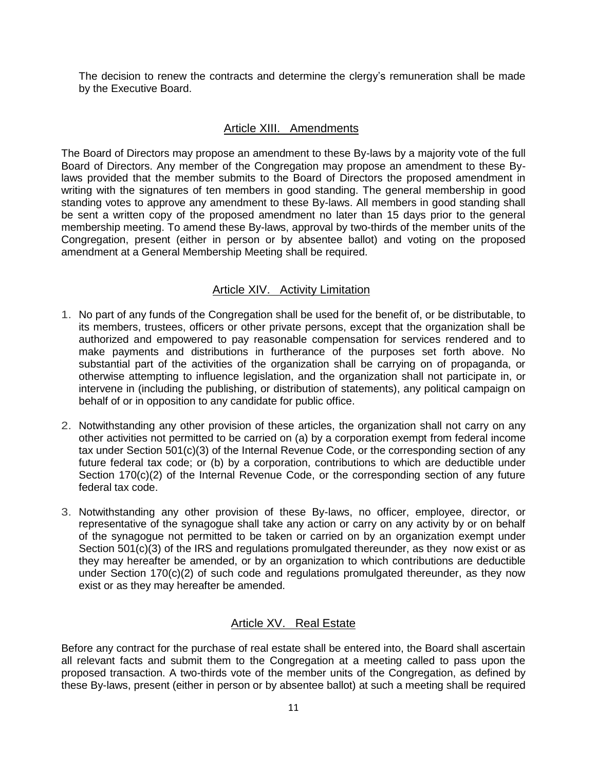The decision to renew the contracts and determine the clergy's remuneration shall be made by the Executive Board.

## Article XIII. Amendments

The Board of Directors may propose an amendment to these By-laws by a majority vote of the full Board of Directors. Any member of the Congregation may propose an amendment to these By-laws provided that the member submits to the Board of Directors the proposed amendment in writing with the signatures of ten members in good standing. The general membership in good standing votes to approve any amendment to these By-laws. All members in good standing shall be sent a written copy of the proposed amendment no later than 15 days prior to the general membership meeting. To amend these By-laws, approval by two-thirds of the member units of the Congregation, present (either in person or by absentee ballot) and voting on the proposed amendment at a General Membership Meeting shall be required.

## Article XIV. Activity Limitation

1. No part of any funds of the Congregation shall be used for the benefit of, or be distributable, to its members, trustees, officers or other private persons, except that the organization shall be authorized and empowered to pay reasonable compensation for services rendered and to make payments and distributions in furtherance of the purposes set forth above. No substantial part of the activities of the organization shall be carrying on of propaganda, or otherwise attempting to influence legislation, and the organization shall not participate in, or intervene in (including the publishing, or distribution of statements), any political campaign on behalf of or in opposition to any candidate for public office.

2. Notwithstanding any other provision of these articles, the organization shall not carry on any other activities not permitted to be carried on (a) by a corporation exempt from federal income tax under Section 501(c)(3) of the Internal Revenue Code, or the corresponding section of any future federal tax code; or (b) by a corporation, contributions to which are deductible under Section 170(c)(2) of the Internal Revenue Code, or the corresponding section of any future federal tax code.

3. Notwithstanding any other provision of these By-laws, no officer, employee, director, or representative of the synagogue shall take any action or carry on any activity by or on behalf of the synagogue not permitted to be taken or carried on by an organization exempt under Section 501(c)(3) of the IRS and regulations promulgated thereunder, as they now exist or as they may hereafter be amended, or by an organization to which contributions are deductible under Section 170(c)(2) of such code and regulations promulgated thereunder, as they now exist or as they may hereafter be amended.

## Article XV. Real Estate

Before any contract for the purchase of real estate shall be entered into, the Board shall ascertain all relevant facts and submit them to the Congregation at a meeting called to pass upon the proposed transaction. A two-thirds vote of the member units of the Congregation, as defined by these By-laws, present (either in person or by absentee ballot) at such a meeting shall be required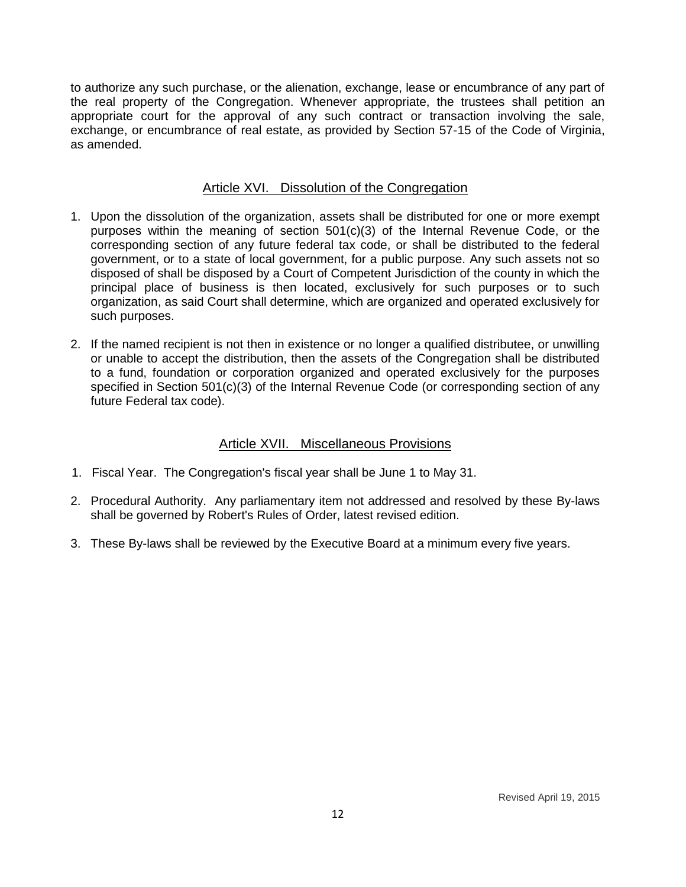to authorize any such purchase, or the alienation, exchange, lease or encumbrance of any part of the real property of the Congregation. Whenever appropriate, the trustees shall petition an appropriate court for the approval of any such contract or transaction involving the sale, exchange, or encumbrance of real estate, as provided by Section 57-15 of the Code of Virginia, as amended.

## Article XVI. Dissolution of the Congregation

1. Upon the dissolution of the organization, assets shall be distributed for one or more exempt purposes within the meaning of section 501(c)(3) of the Internal Revenue Code, or the corresponding section of any future federal tax code, or shall be distributed to the federal government, or to a state of local government, for a public purpose. Any such assets not so disposed of shall be disposed by a Court of Competent Jurisdiction of the county in which the principal place of business is then located, exclusively for such purposes or to such organization, as said Court shall determine, which are organized and operated exclusively for such purposes.

2. If the named recipient is not then in existence or no longer a qualified distributee, or unwilling or unable to accept the distribution, then the assets of the Congregation shall be distributed to a fund, foundation or corporation organized and operated exclusively for the purposes specified in Section 501(c)(3) of the Internal Revenue Code (or corresponding section of any future Federal tax code).

## Article XVII. Miscellaneous Provisions

1. Fiscal Year. The Congregation's fiscal year shall be June 1 to May 31.

2. Procedural Authority. Any parliamentary item not addressed and resolved by these By-laws shall be governed by Robert's Rules of Order, latest revised edition.

3. These By-laws shall be reviewed by the Executive Board at a minimum every five years.

Revised April 19, 2015